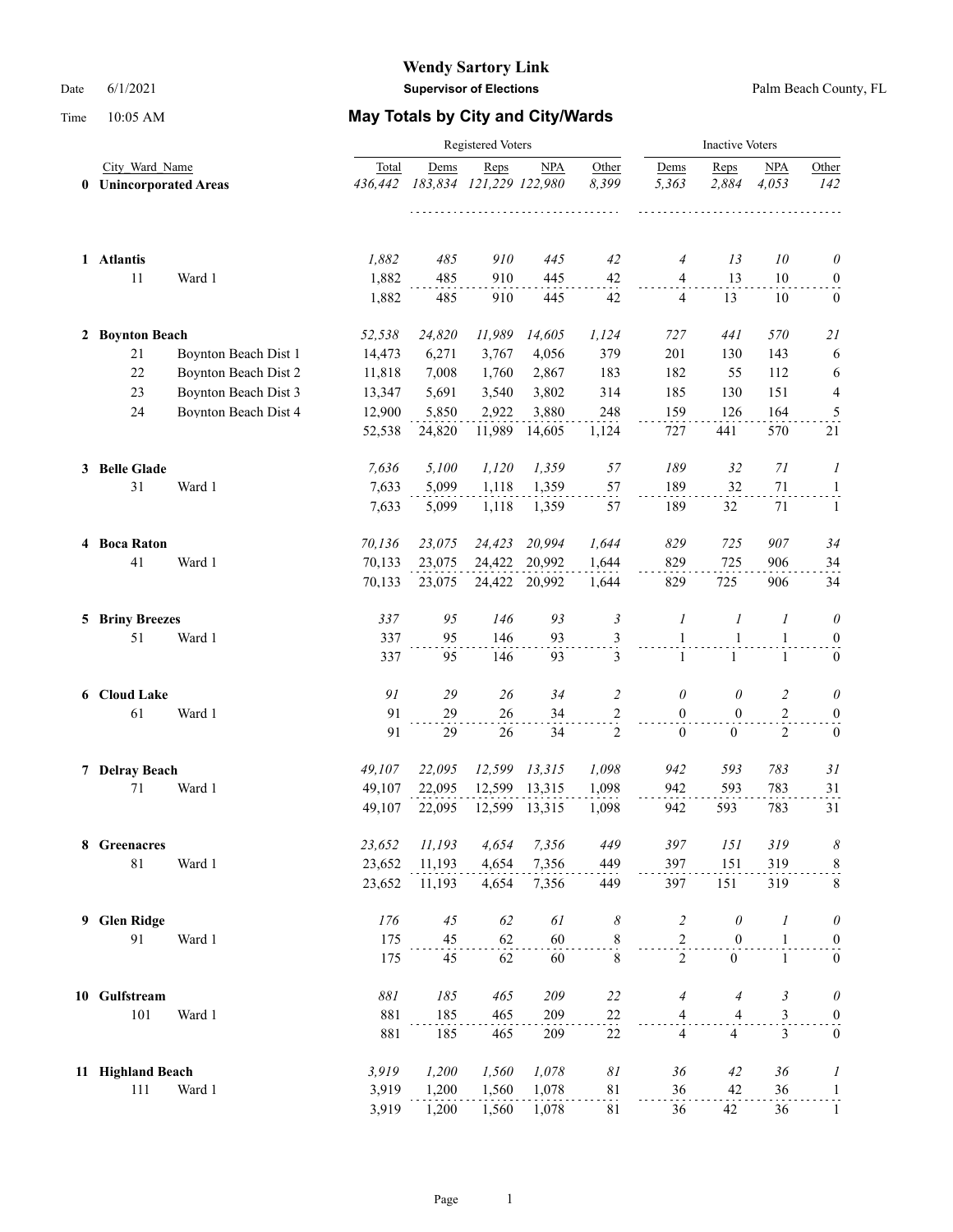# Wendy Sartory Link

**Supervisor of Elections**

Date 6/1/2021 — Palm Beach County, FL

Time 10:05 AM

## May Totals by City and City/Wards

| | City_Ward_Name | | Registered Voters: Total | Dems | Reps | NPA | Other | Inactive Voters: Dems | Reps | NPA | Other |
|---|---|---|---|---|---|---|---|---|---|---|---|
| **0** | **Unincorporated Areas** | | *436,442* | *183,834* | *121,229* | *122,980* | *8,399* | *5,363* | *2,884* | *4,053* | *142* |
| **1** | **Atlantis** | | *1,882* | *485* | *910* | *445* | *42* | *4* | *13* | *10* | *0* |
| | 11 | Ward 1 | 1,882 | 485 | 910 | 445 | 42 | 4 | 13 | 10 | 0 |
| | | | 1,882 | 485 | 910 | 445 | 42 | 4 | 13 | 10 | 0 |
| **2** | **Boynton Beach** | | *52,538* | *24,820* | *11,989* | *14,605* | *1,124* | *727* | *441* | *570* | *21* |
| | 21 | Boynton Beach Dist 1 | 14,473 | 6,271 | 3,767 | 4,056 | 379 | 201 | 130 | 143 | 6 |
| | 22 | Boynton Beach Dist 2 | 11,818 | 7,008 | 1,760 | 2,867 | 183 | 182 | 55 | 112 | 6 |
| | 23 | Boynton Beach Dist 3 | 13,347 | 5,691 | 3,540 | 3,802 | 314 | 185 | 130 | 151 | 4 |
| | 24 | Boynton Beach Dist 4 | 12,900 | 5,850 | 2,922 | 3,880 | 248 | 159 | 126 | 164 | 5 |
| | | | 52,538 | 24,820 | 11,989 | 14,605 | 1,124 | 727 | 441 | 570 | 21 |
| **3** | **Belle Glade** | | *7,636* | *5,100* | *1,120* | *1,359* | *57* | *189* | *32* | *71* | *1* |
| | 31 | Ward 1 | 7,633 | 5,099 | 1,118 | 1,359 | 57 | 189 | 32 | 71 | 1 |
| | | | 7,633 | 5,099 | 1,118 | 1,359 | 57 | 189 | 32 | 71 | 1 |
| **4** | **Boca Raton** | | *70,136* | *23,075* | *24,423* | *20,994* | *1,644* | *829* | *725* | *907* | *34* |
| | 41 | Ward 1 | 70,133 | 23,075 | 24,422 | 20,992 | 1,644 | 829 | 725 | 906 | 34 |
| | | | 70,133 | 23,075 | 24,422 | 20,992 | 1,644 | 829 | 725 | 906 | 34 |
| **5** | **Briny Breezes** | | *337* | *95* | *146* | *93* | *3* | *1* | *1* | *1* | *0* |
| | 51 | Ward 1 | 337 | 95 | 146 | 93 | 3 | 1 | 1 | 1 | 0 |
| | | | 337 | 95 | 146 | 93 | 3 | 1 | 1 | 1 | 0 |
| **6** | **Cloud Lake** | | *91* | *29* | *26* | *34* | *2* | *0* | *0* | *2* | *0* |
| | 61 | Ward 1 | 91 | 29 | 26 | 34 | 2 | 0 | 0 | 2 | 0 |
| | | | 91 | 29 | 26 | 34 | 2 | 0 | 0 | 2 | 0 |
| **7** | **Delray Beach** | | *49,107* | *22,095* | *12,599* | *13,315* | *1,098* | *942* | *593* | *783* | *31* |
| | 71 | Ward 1 | 49,107 | 22,095 | 12,599 | 13,315 | 1,098 | 942 | 593 | 783 | 31 |
| | | | 49,107 | 22,095 | 12,599 | 13,315 | 1,098 | 942 | 593 | 783 | 31 |
| **8** | **Greenacres** | | *23,652* | *11,193* | *4,654* | *7,356* | *449* | *397* | *151* | *319* | *8* |
| | 81 | Ward 1 | 23,652 | 11,193 | 4,654 | 7,356 | 449 | 397 | 151 | 319 | 8 |
| | | | 23,652 | 11,193 | 4,654 | 7,356 | 449 | 397 | 151 | 319 | 8 |
| **9** | **Glen Ridge** | | *176* | *45* | *62* | *61* | *8* | *2* | *0* | *1* | *0* |
| | 91 | Ward 1 | 175 | 45 | 62 | 60 | 8 | 2 | 0 | 1 | 0 |
| | | | 175 | 45 | 62 | 60 | 8 | 2 | 0 | 1 | 0 |
| **10** | **Gulfstream** | | *881* | *185* | *465* | *209* | *22* | *4* | *4* | *3* | *0* |
| | 101 | Ward 1 | 881 | 185 | 465 | 209 | 22 | 4 | 4 | 3 | 0 |
| | | | 881 | 185 | 465 | 209 | 22 | 4 | 4 | 3 | 0 |
| **11** | **Highland Beach** | | *3,919* | *1,200* | *1,560* | *1,078* | *81* | *36* | *42* | *36* | *1* |
| | 111 | Ward 1 | 3,919 | 1,200 | 1,560 | 1,078 | 81 | 36 | 42 | 36 | 1 |
| | | | 3,919 | 1,200 | 1,560 | 1,078 | 81 | 36 | 42 | 36 | 1 |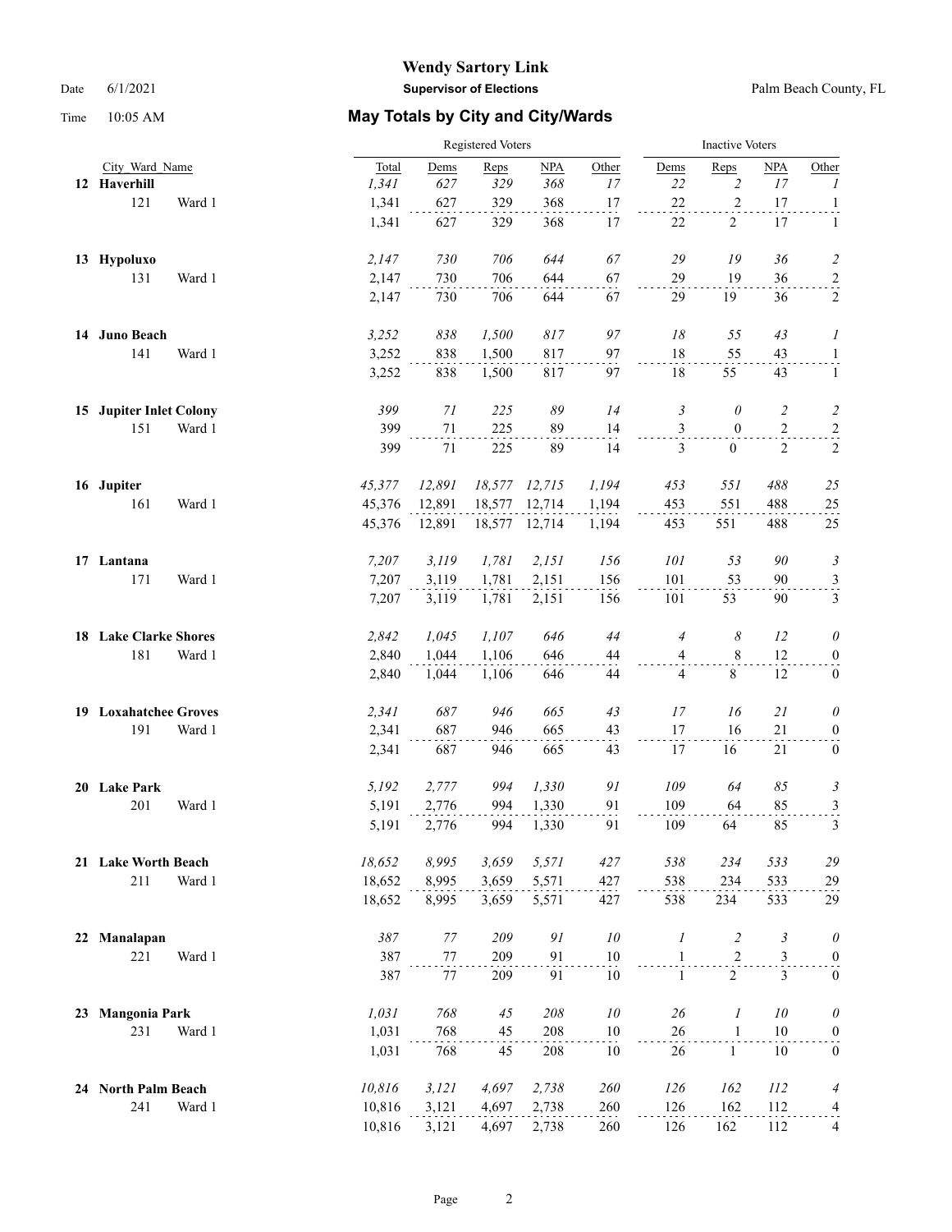**Wendy Sartory Link**

Date 6/1/2021 **Supervisor of Elections** Palm Beach County, FL

Time 10:05 AM

## May Totals by City and City/Wards

| City_Ward_Name | | Registered Voters Total | Dems | Reps | NPA | Other | Inactive Voters Dems | Reps | NPA | Other |
|---|---|---|---|---|---|---|---|---|---|---|
| **12 Haverhill** | | *1,341* | *627* | *329* | *368* | *17* | *22* | *2* | *17* | *1* |
| 121 | Ward 1 | 1,341 | 627 | 329 | 368 | 17 | 22 | 2 | 17 | 1 |
| | | 1,341 | 627 | 329 | 368 | 17 | 22 | 2 | 17 | 1 |
| **13 Hypoluxo** | | *2,147* | *730* | *706* | *644* | *67* | *29* | *19* | *36* | *2* |
| 131 | Ward 1 | 2,147 | 730 | 706 | 644 | 67 | 29 | 19 | 36 | 2 |
| | | 2,147 | 730 | 706 | 644 | 67 | 29 | 19 | 36 | 2 |
| **14 Juno Beach** | | *3,252* | *838* | *1,500* | *817* | *97* | *18* | *55* | *43* | *1* |
| 141 | Ward 1 | 3,252 | 838 | 1,500 | 817 | 97 | 18 | 55 | 43 | 1 |
| | | 3,252 | 838 | 1,500 | 817 | 97 | 18 | 55 | 43 | 1 |
| **15 Jupiter Inlet Colony** | | *399* | *71* | *225* | *89* | *14* | *3* | *0* | *2* | *2* |
| 151 | Ward 1 | 399 | 71 | 225 | 89 | 14 | 3 | 0 | 2 | 2 |
| | | 399 | 71 | 225 | 89 | 14 | 3 | 0 | 2 | 2 |
| **16 Jupiter** | | *45,377* | *12,891* | *18,577* | *12,715* | *1,194* | *453* | *551* | *488* | *25* |
| 161 | Ward 1 | 45,376 | 12,891 | 18,577 | 12,714 | 1,194 | 453 | 551 | 488 | 25 |
| | | 45,376 | 12,891 | 18,577 | 12,714 | 1,194 | 453 | 551 | 488 | 25 |
| **17 Lantana** | | *7,207* | *3,119* | *1,781* | *2,151* | *156* | *101* | *53* | *90* | *3* |
| 171 | Ward 1 | 7,207 | 3,119 | 1,781 | 2,151 | 156 | 101 | 53 | 90 | 3 |
| | | 7,207 | 3,119 | 1,781 | 2,151 | 156 | 101 | 53 | 90 | 3 |
| **18 Lake Clarke Shores** | | *2,842* | *1,045* | *1,107* | *646* | *44* | *4* | *8* | *12* | *0* |
| 181 | Ward 1 | 2,840 | 1,044 | 1,106 | 646 | 44 | 4 | 8 | 12 | 0 |
| | | 2,840 | 1,044 | 1,106 | 646 | 44 | 4 | 8 | 12 | 0 |
| **19 Loxahatchee Groves** | | *2,341* | *687* | *946* | *665* | *43* | *17* | *16* | *21* | *0* |
| 191 | Ward 1 | 2,341 | 687 | 946 | 665 | 43 | 17 | 16 | 21 | 0 |
| | | 2,341 | 687 | 946 | 665 | 43 | 17 | 16 | 21 | 0 |
| **20 Lake Park** | | *5,192* | *2,777* | *994* | *1,330* | *91* | *109* | *64* | *85* | *3* |
| 201 | Ward 1 | 5,191 | 2,776 | 994 | 1,330 | 91 | 109 | 64 | 85 | 3 |
| | | 5,191 | 2,776 | 994 | 1,330 | 91 | 109 | 64 | 85 | 3 |
| **21 Lake Worth Beach** | | *18,652* | *8,995* | *3,659* | *5,571* | *427* | *538* | *234* | *533* | *29* |
| 211 | Ward 1 | 18,652 | 8,995 | 3,659 | 5,571 | 427 | 538 | 234 | 533 | 29 |
| | | 18,652 | 8,995 | 3,659 | 5,571 | 427 | 538 | 234 | 533 | 29 |
| **22 Manalapan** | | *387* | *77* | *209* | *91* | *10* | *1* | *2* | *3* | *0* |
| 221 | Ward 1 | 387 | 77 | 209 | 91 | 10 | 1 | 2 | 3 | 0 |
| | | 387 | 77 | 209 | 91 | 10 | 1 | 2 | 3 | 0 |
| **23 Mangonia Park** | | *1,031* | *768* | *45* | *208* | *10* | *26* | *1* | *10* | *0* |
| 231 | Ward 1 | 1,031 | 768 | 45 | 208 | 10 | 26 | 1 | 10 | 0 |
| | | 1,031 | 768 | 45 | 208 | 10 | 26 | 1 | 10 | 0 |
| **24 North Palm Beach** | | *10,816* | *3,121* | *4,697* | *2,738* | *260* | *126* | *162* | *112* | *4* |
| 241 | Ward 1 | 10,816 | 3,121 | 4,697 | 2,738 | 260 | 126 | 162 | 112 | 4 |
| | | 10,816 | 3,121 | 4,697 | 2,738 | 260 | 126 | 162 | 112 | 4 |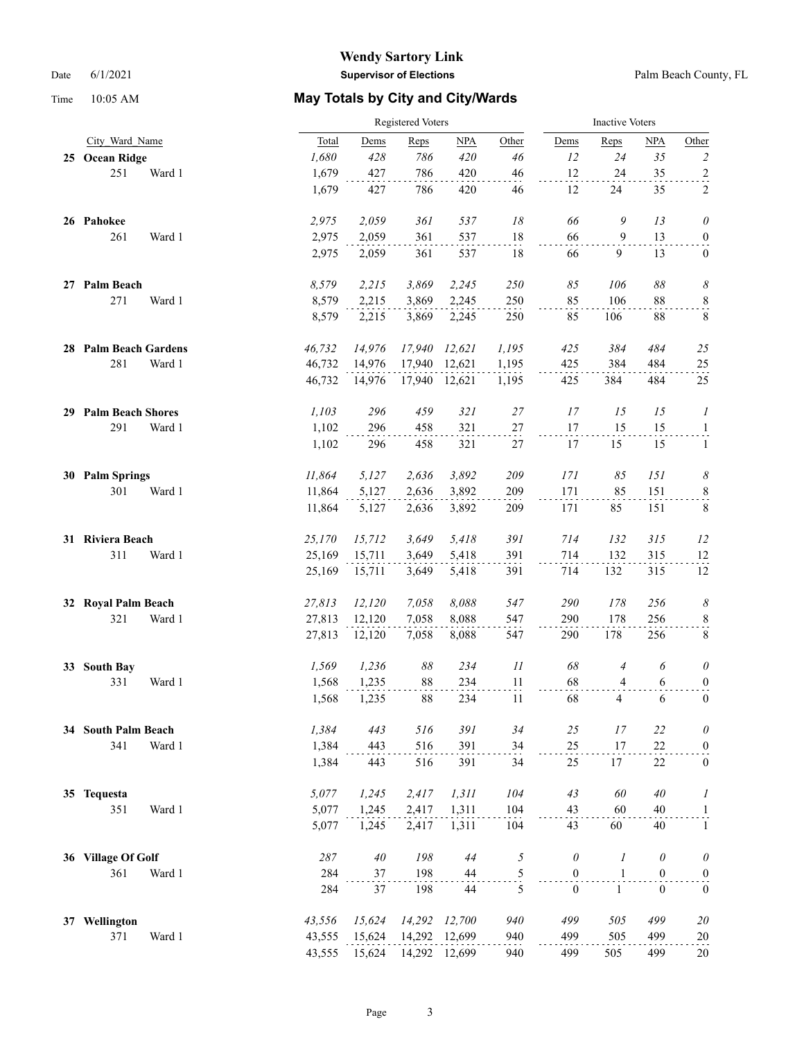# Wendy Sartory Link

**Supervisor of Elections**

Date 6/1/2021 — Palm Beach County, FL

Time 10:05 AM

## May Totals by City and City/Wards

| City_Ward_Name | | Registered Voters Total | Dems | Reps | NPA | Other | Inactive Voters Dems | Reps | NPA | Other |
|---|---|---|---|---|---|---|---|---|---|---|
| **25 Ocean Ridge** | | *1,680* | *428* | *786* | *420* | *46* | *12* | *24* | *35* | *2* |
| 251 | Ward 1 | 1,679 | 427 | 786 | 420 | 46 | 12 | 24 | 35 | 2 |
| | | 1,679 | 427 | 786 | 420 | 46 | 12 | 24 | 35 | 2 |
| **26 Pahokee** | | *2,975* | *2,059* | *361* | *537* | *18* | *66* | *9* | *13* | *0* |
| 261 | Ward 1 | 2,975 | 2,059 | 361 | 537 | 18 | 66 | 9 | 13 | 0 |
| | | 2,975 | 2,059 | 361 | 537 | 18 | 66 | 9 | 13 | 0 |
| **27 Palm Beach** | | *8,579* | *2,215* | *3,869* | *2,245* | *250* | *85* | *106* | *88* | *8* |
| 271 | Ward 1 | 8,579 | 2,215 | 3,869 | 2,245 | 250 | 85 | 106 | 88 | 8 |
| | | 8,579 | 2,215 | 3,869 | 2,245 | 250 | 85 | 106 | 88 | 8 |
| **28 Palm Beach Gardens** | | *46,732* | *14,976* | *17,940* | *12,621* | *1,195* | *425* | *384* | *484* | *25* |
| 281 | Ward 1 | 46,732 | 14,976 | 17,940 | 12,621 | 1,195 | 425 | 384 | 484 | 25 |
| | | 46,732 | 14,976 | 17,940 | 12,621 | 1,195 | 425 | 384 | 484 | 25 |
| **29 Palm Beach Shores** | | *1,103* | *296* | *459* | *321* | *27* | *17* | *15* | *15* | *1* |
| 291 | Ward 1 | 1,102 | 296 | 458 | 321 | 27 | 17 | 15 | 15 | 1 |
| | | 1,102 | 296 | 458 | 321 | 27 | 17 | 15 | 15 | 1 |
| **30 Palm Springs** | | *11,864* | *5,127* | *2,636* | *3,892* | *209* | *171* | *85* | *151* | *8* |
| 301 | Ward 1 | 11,864 | 5,127 | 2,636 | 3,892 | 209 | 171 | 85 | 151 | 8 |
| | | 11,864 | 5,127 | 2,636 | 3,892 | 209 | 171 | 85 | 151 | 8 |
| **31 Riviera Beach** | | *25,170* | *15,712* | *3,649* | *5,418* | *391* | *714* | *132* | *315* | *12* |
| 311 | Ward 1 | 25,169 | 15,711 | 3,649 | 5,418 | 391 | 714 | 132 | 315 | 12 |
| | | 25,169 | 15,711 | 3,649 | 5,418 | 391 | 714 | 132 | 315 | 12 |
| **32 Royal Palm Beach** | | *27,813* | *12,120* | *7,058* | *8,088* | *547* | *290* | *178* | *256* | *8* |
| 321 | Ward 1 | 27,813 | 12,120 | 7,058 | 8,088 | 547 | 290 | 178 | 256 | 8 |
| | | 27,813 | 12,120 | 7,058 | 8,088 | 547 | 290 | 178 | 256 | 8 |
| **33 South Bay** | | *1,569* | *1,236* | *88* | *234* | *11* | *68* | *4* | *6* | *0* |
| 331 | Ward 1 | 1,568 | 1,235 | 88 | 234 | 11 | 68 | 4 | 6 | 0 |
| | | 1,568 | 1,235 | 88 | 234 | 11 | 68 | 4 | 6 | 0 |
| **34 South Palm Beach** | | *1,384* | *443* | *516* | *391* | *34* | *25* | *17* | *22* | *0* |
| 341 | Ward 1 | 1,384 | 443 | 516 | 391 | 34 | 25 | 17 | 22 | 0 |
| | | 1,384 | 443 | 516 | 391 | 34 | 25 | 17 | 22 | 0 |
| **35 Tequesta** | | *5,077* | *1,245* | *2,417* | *1,311* | *104* | *43* | *60* | *40* | *1* |
| 351 | Ward 1 | 5,077 | 1,245 | 2,417 | 1,311 | 104 | 43 | 60 | 40 | 1 |
| | | 5,077 | 1,245 | 2,417 | 1,311 | 104 | 43 | 60 | 40 | 1 |
| **36 Village Of Golf** | | *287* | *40* | *198* | *44* | *5* | *0* | *1* | *0* | *0* |
| 361 | Ward 1 | 284 | 37 | 198 | 44 | 5 | 0 | 1 | 0 | 0 |
| | | 284 | 37 | 198 | 44 | 5 | 0 | 1 | 0 | 0 |
| **37 Wellington** | | *43,556* | *15,624* | *14,292* | *12,700* | *940* | *499* | *505* | *499* | *20* |
| 371 | Ward 1 | 43,555 | 15,624 | 14,292 | 12,699 | 940 | 499 | 505 | 499 | 20 |
| | | 43,555 | 15,624 | 14,292 | 12,699 | 940 | 499 | 505 | 499 | 20 |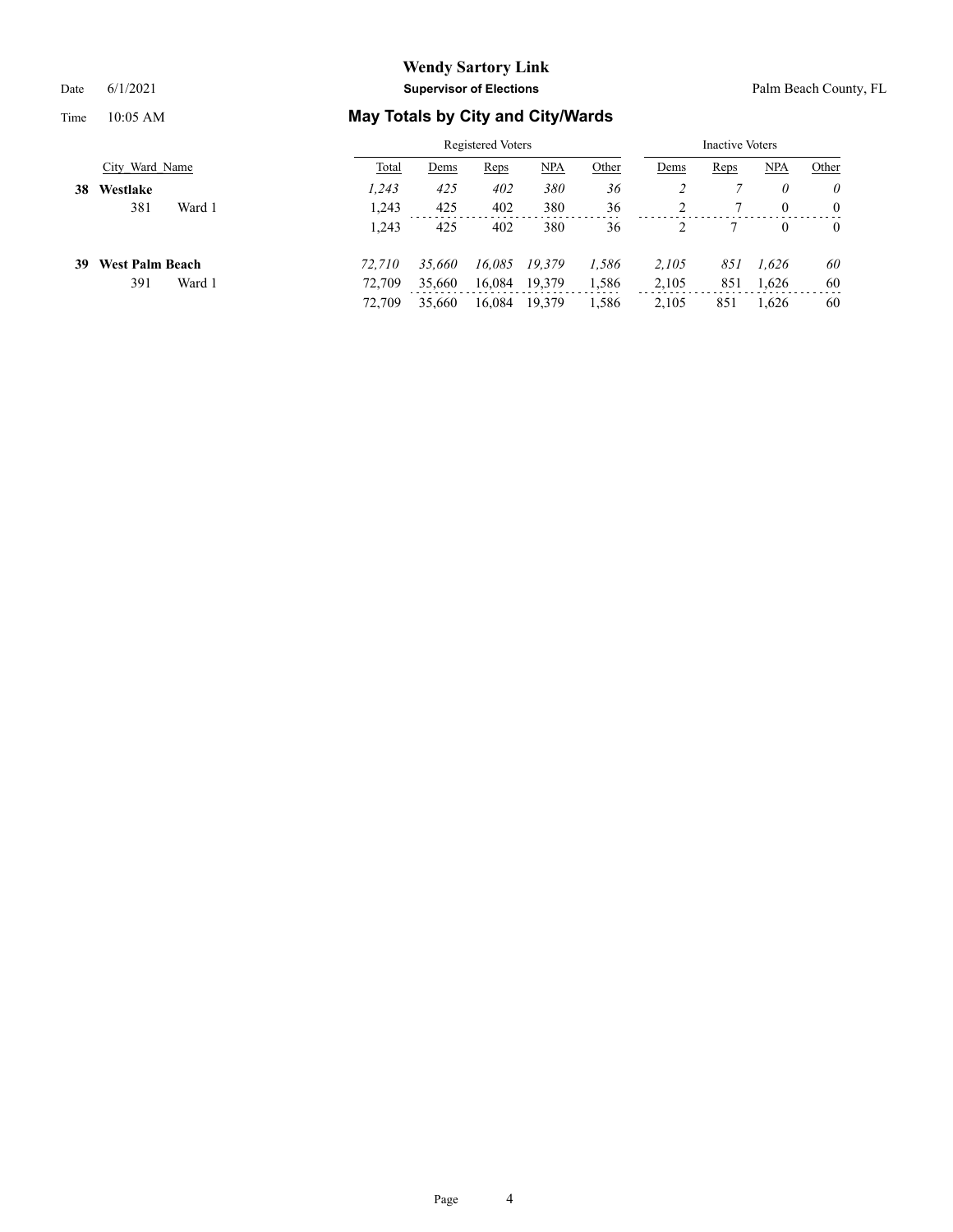**Wendy Sartory Link**

Date 6/1/2021 **Supervisor of Elections** Palm Beach County, FL

Time 10:05 AM

## May Totals by City and City/Wards

| | | | Registered Voters | | | | | Inactive Voters | | | |
|---|---|---|---|---|---|---|---|---|---|---|---|
| City_Ward_Name | | | Total | Dems | Reps | NPA | Other | Dems | Reps | NPA | Other |
| **38** | **Westlake** | | *1,243* | *425* | *402* | *380* | *36* | *2* | *7* | *0* | *0* |
| | 381 | Ward 1 | 1,243 | 425 | 402 | 380 | 36 | 2 | 7 | 0 | 0 |
| | | | 1,243 | 425 | 402 | 380 | 36 | 2 | 7 | 0 | 0 |
| **39** | **West Palm Beach** | | *72,710* | *35,660* | *16,085* | *19,379* | *1,586* | *2,105* | *851* | *1,626* | *60* |
| | 391 | Ward 1 | 72,709 | 35,660 | 16,084 | 19,379 | 1,586 | 2,105 | 851 | 1,626 | 60 |
| | | | 72,709 | 35,660 | 16,084 | 19,379 | 1,586 | 2,105 | 851 | 1,626 | 60 |